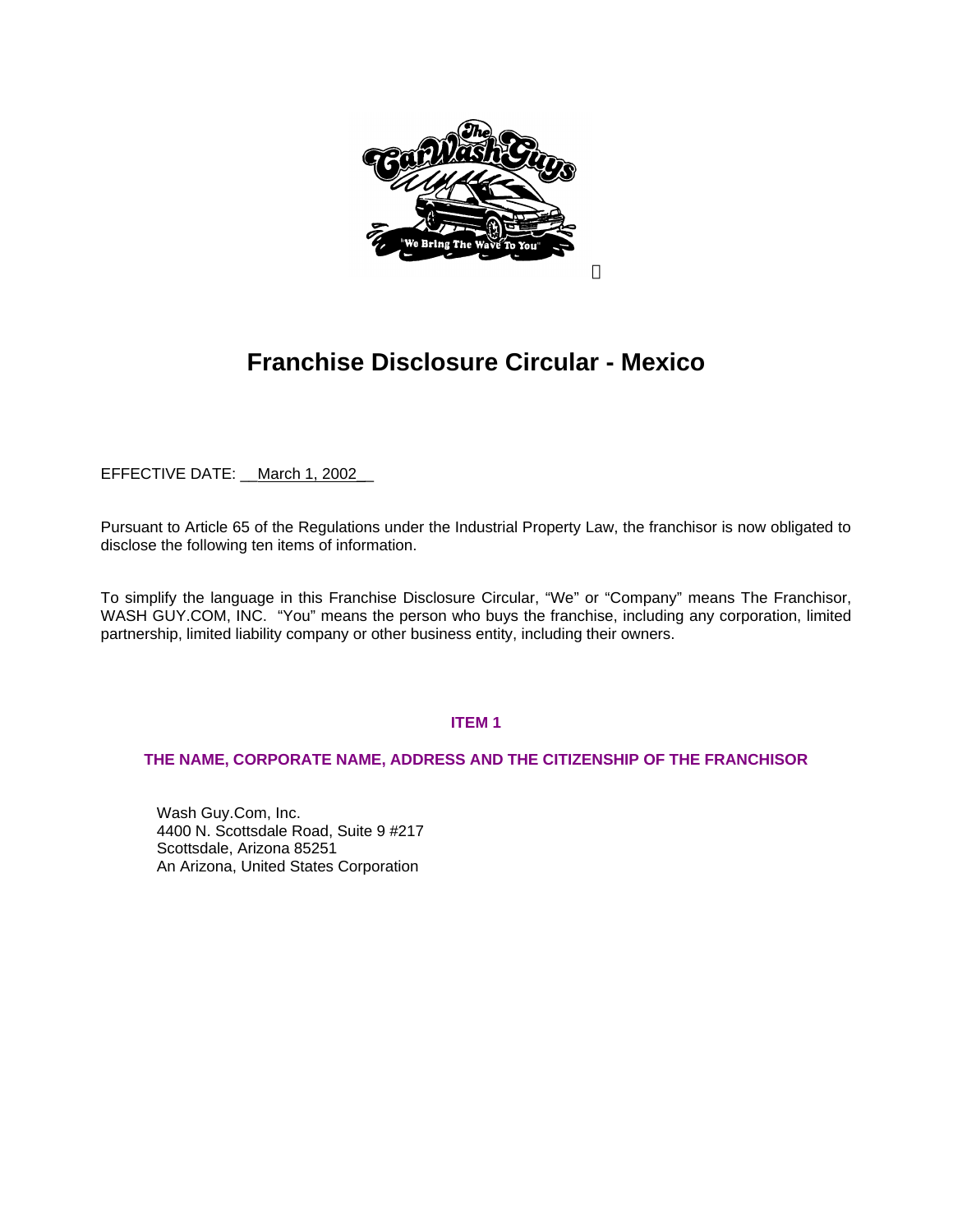# Franchise Disclosure Circular - Mexico

EFFECTIVE DATE: March 1, 2002

Pursuant to Article 65 of the Regulations under the Industrial Property Law, the franchisor is now obligated to disclose the following ten items of information.

To simplify the language in this Franchise Disclosure Circular, "We" or "Company" means The Franchisor, WASH GUY.COM, INC. "You" means the person who buys the franchise, including any corporation, limited partnership, limited liability company or other business entity, including their owners.

## ITEM 1

## THE NAME, CORPORATE NAME, ADDRESS AND THE CITIZENSHIP OF THE FRANCHISOR

Wash Guy.Com, Inc.
4400 N. Scottsdale Road, Suite 9 #217
Scottsdale, Arizona 85251
An Arizona, United States Corporation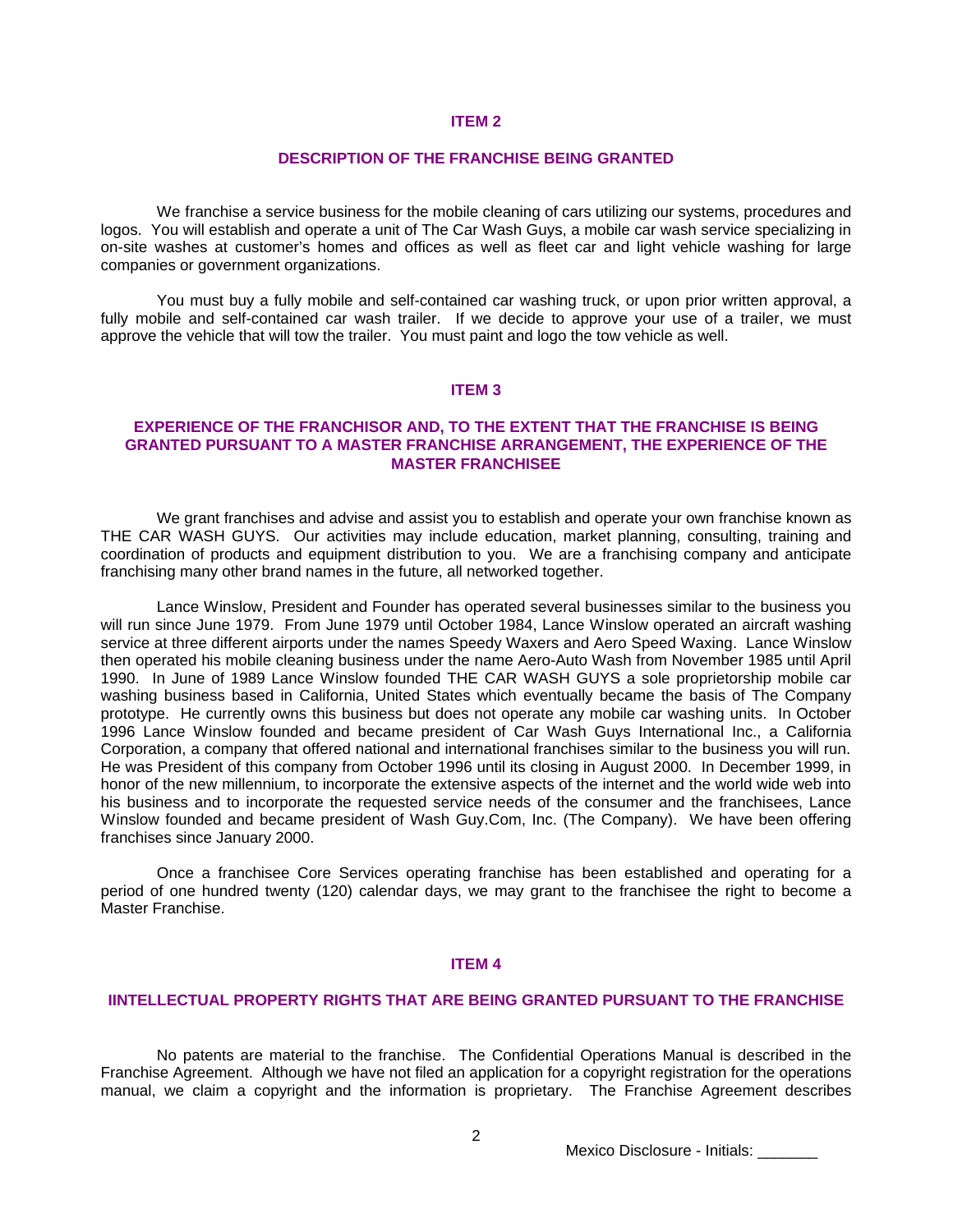## ITEM 2

## DESCRIPTION OF THE FRANCHISE BEING GRANTED

We franchise a service business for the mobile cleaning of cars utilizing our systems, procedures and logos. You will establish and operate a unit of The Car Wash Guys, a mobile car wash service specializing in on-site washes at customer's homes and offices as well as fleet car and light vehicle washing for large companies or government organizations.

You must buy a fully mobile and self-contained car washing truck, or upon prior written approval, a fully mobile and self-contained car wash trailer. If we decide to approve your use of a trailer, we must approve the vehicle that will tow the trailer. You must paint and logo the tow vehicle as well.

## ITEM 3

## EXPERIENCE OF THE FRANCHISOR AND, TO THE EXTENT THAT THE FRANCHISE IS BEING GRANTED PURSUANT TO A MASTER FRANCHISE ARRANGEMENT, THE EXPERIENCE OF THE MASTER FRANCHISEE

We grant franchises and advise and assist you to establish and operate your own franchise known as THE CAR WASH GUYS. Our activities may include education, market planning, consulting, training and coordination of products and equipment distribution to you. We are a franchising company and anticipate franchising many other brand names in the future, all networked together.

Lance Winslow, President and Founder has operated several businesses similar to the business you will run since June 1979. From June 1979 until October 1984, Lance Winslow operated an aircraft washing service at three different airports under the names Speedy Waxers and Aero Speed Waxing. Lance Winslow then operated his mobile cleaning business under the name Aero-Auto Wash from November 1985 until April 1990. In June of 1989 Lance Winslow founded THE CAR WASH GUYS a sole proprietorship mobile car washing business based in California, United States which eventually became the basis of The Company prototype. He currently owns this business but does not operate any mobile car washing units. In October 1996 Lance Winslow founded and became president of Car Wash Guys International Inc., a California Corporation, a company that offered national and international franchises similar to the business you will run. He was President of this company from October 1996 until its closing in August 2000. In December 1999, in honor of the new millennium, to incorporate the extensive aspects of the internet and the world wide web into his business and to incorporate the requested service needs of the consumer and the franchisees, Lance Winslow founded and became president of Wash Guy.Com, Inc. (The Company). We have been offering franchises since January 2000.

Once a franchisee Core Services operating franchise has been established and operating for a period of one hundred twenty (120) calendar days, we may grant to the franchisee the right to become a Master Franchise.

## ITEM 4

## IINTELLECTUAL PROPERTY RIGHTS THAT ARE BEING GRANTED PURSUANT TO THE FRANCHISE

No patents are material to the franchise. The Confidential Operations Manual is described in the Franchise Agreement. Although we have not filed an application for a copyright registration for the operations manual, we claim a copyright and the information is proprietary. The Franchise Agreement describes

Mexico Disclosure - Initials: _______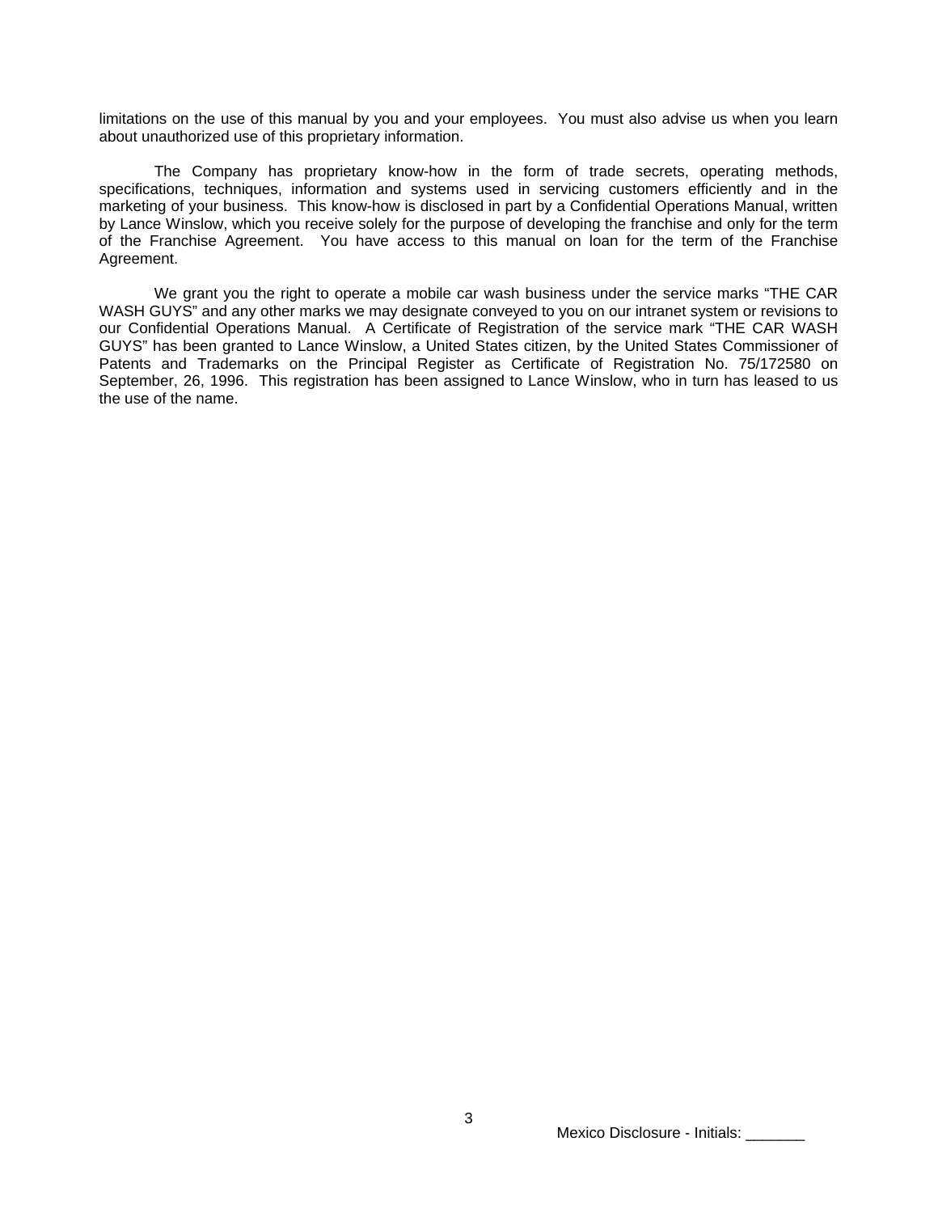limitations on the use of this manual by you and your employees. You must also advise us when you learn about unauthorized use of this proprietary information.

The Company has proprietary know-how in the form of trade secrets, operating methods, specifications, techniques, information and systems used in servicing customers efficiently and in the marketing of your business. This know-how is disclosed in part by a Confidential Operations Manual, written by Lance Winslow, which you receive solely for the purpose of developing the franchise and only for the term of the Franchise Agreement. You have access to this manual on loan for the term of the Franchise Agreement.

We grant you the right to operate a mobile car wash business under the service marks "THE CAR WASH GUYS" and any other marks we may designate conveyed to you on our intranet system or revisions to our Confidential Operations Manual. A Certificate of Registration of the service mark "THE CAR WASH GUYS" has been granted to Lance Winslow, a United States citizen, by the United States Commissioner of Patents and Trademarks on the Principal Register as Certificate of Registration No. 75/172580 on September, 26, 1996. This registration has been assigned to Lance Winslow, who in turn has leased to us the use of the name.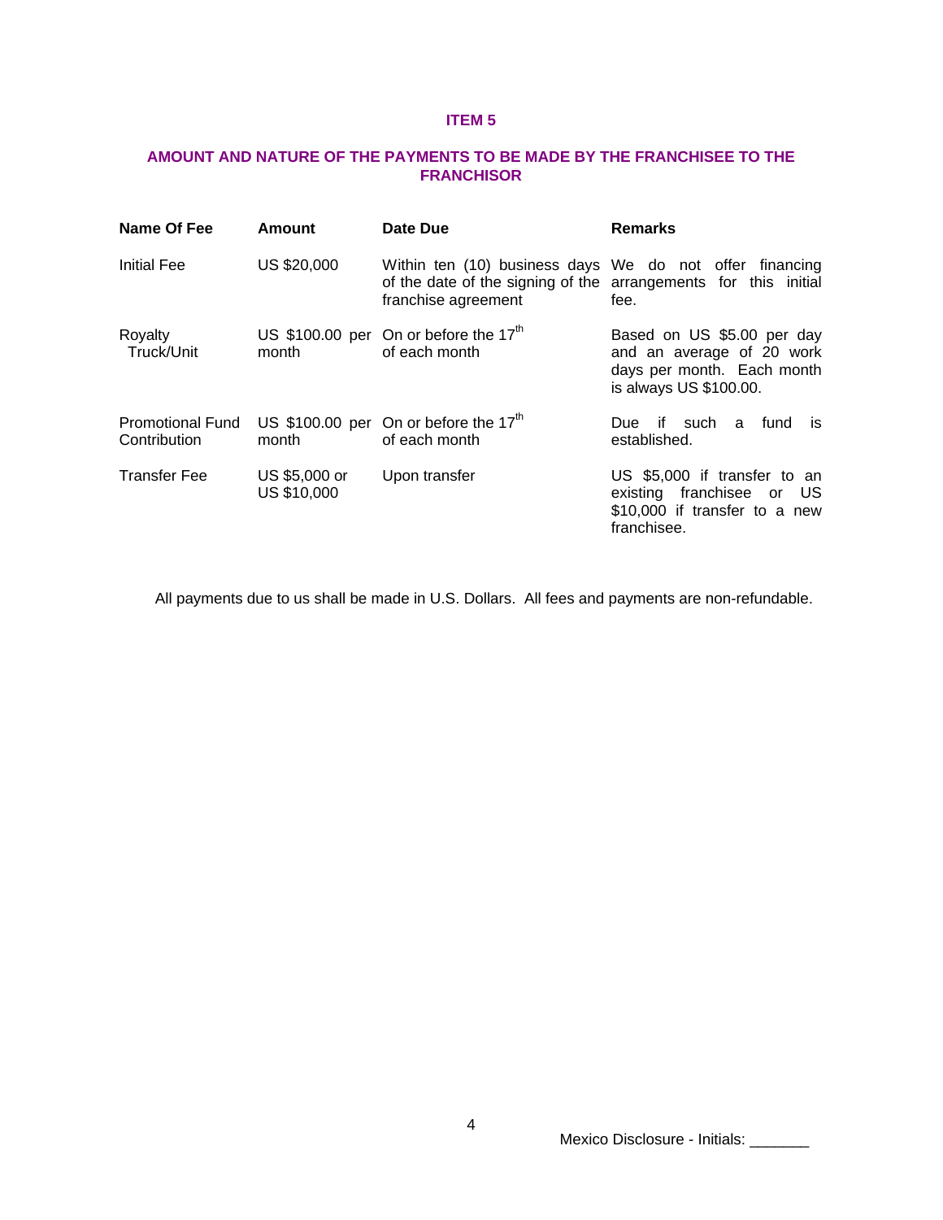# ITEM 5

## AMOUNT AND NATURE OF THE PAYMENTS TO BE MADE BY THE FRANCHISEE TO THE FRANCHISOR

| Name Of Fee | Amount | Date Due | Remarks |
|---|---|---|---|
| Initial Fee | US $20,000 | Within ten (10) business days of the date of the signing of the franchise agreement | We do not offer financing arrangements for this initial fee. |
| Royalty Truck/Unit | US $100.00 per month | On or before the 17th of each month | Based on US $5.00 per day and an average of 20 work days per month. Each month is always US $100.00. |
| Promotional Fund Contribution | US $100.00 per month | On or before the 17th of each month | Due if such a fund is established. |
| Transfer Fee | US $5,000 or US $10,000 | Upon transfer | US $5,000 if transfer to an existing franchisee or US $10,000 if transfer to a new franchisee. |

All payments due to us shall be made in U.S. Dollars. All fees and payments are non-refundable.

Mexico Disclosure - Initials: _______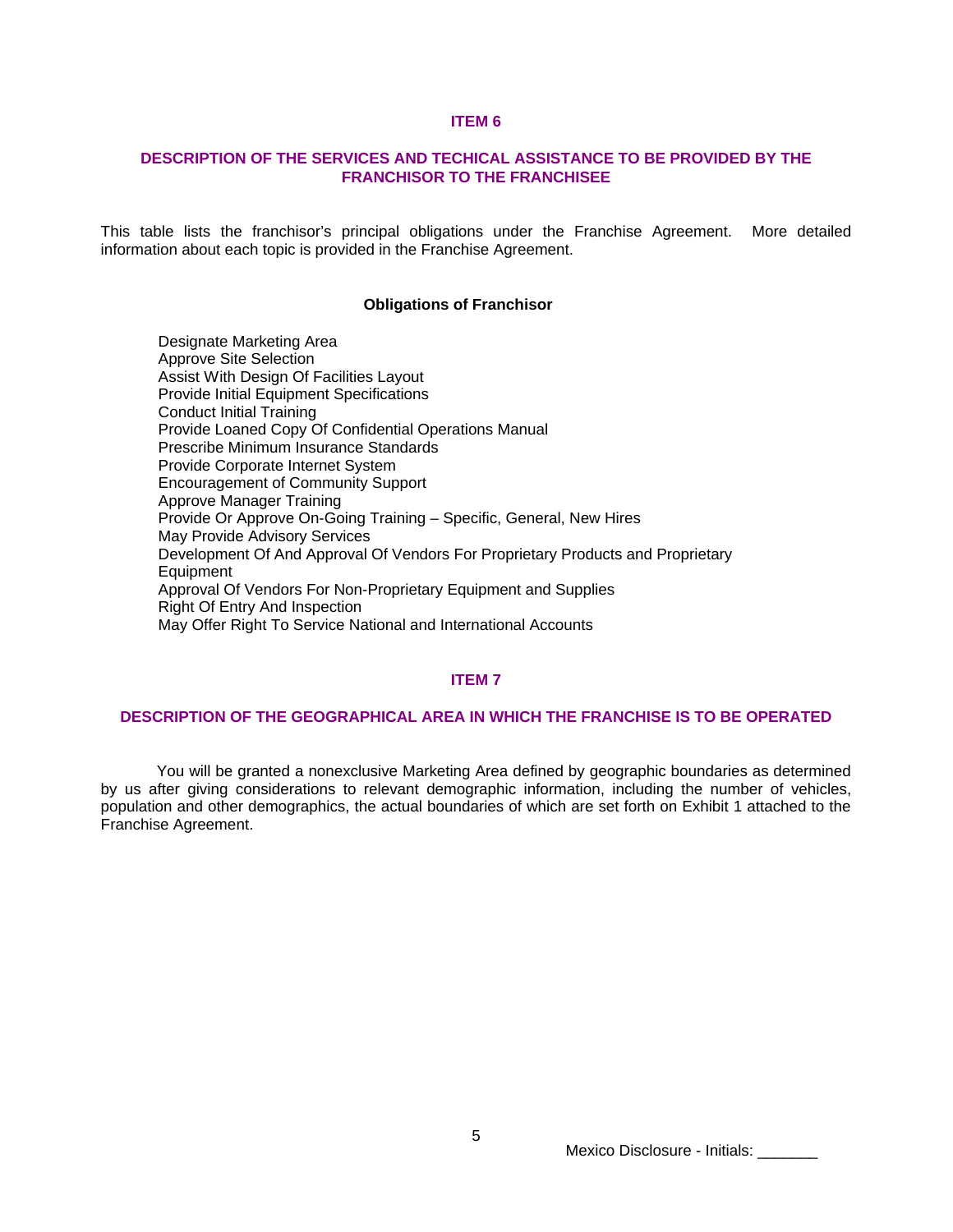## ITEM 6

## DESCRIPTION OF THE SERVICES AND TECHICAL ASSISTANCE TO BE PROVIDED BY THE FRANCHISOR TO THE FRANCHISEE

This table lists the franchisor's principal obligations under the Franchise Agreement. More detailed information about each topic is provided in the Franchise Agreement.

**Obligations of Franchisor**

Designate Marketing Area
Approve Site Selection
Assist With Design Of Facilities Layout
Provide Initial Equipment Specifications
Conduct Initial Training
Provide Loaned Copy Of Confidential Operations Manual
Prescribe Minimum Insurance Standards
Provide Corporate Internet System
Encouragement of Community Support
Approve Manager Training
Provide Or Approve On-Going Training – Specific, General, New Hires
May Provide Advisory Services
Development Of And Approval Of Vendors For Proprietary Products and Proprietary Equipment
Approval Of Vendors For Non-Proprietary Equipment and Supplies
Right Of Entry And Inspection
May Offer Right To Service National and International Accounts

## ITEM 7

## DESCRIPTION OF THE GEOGRAPHICAL AREA IN WHICH THE FRANCHISE IS TO BE OPERATED

You will be granted a nonexclusive Marketing Area defined by geographic boundaries as determined by us after giving considerations to relevant demographic information, including the number of vehicles, population and other demographics, the actual boundaries of which are set forth on Exhibit 1 attached to the Franchise Agreement.

Mexico Disclosure - Initials: _______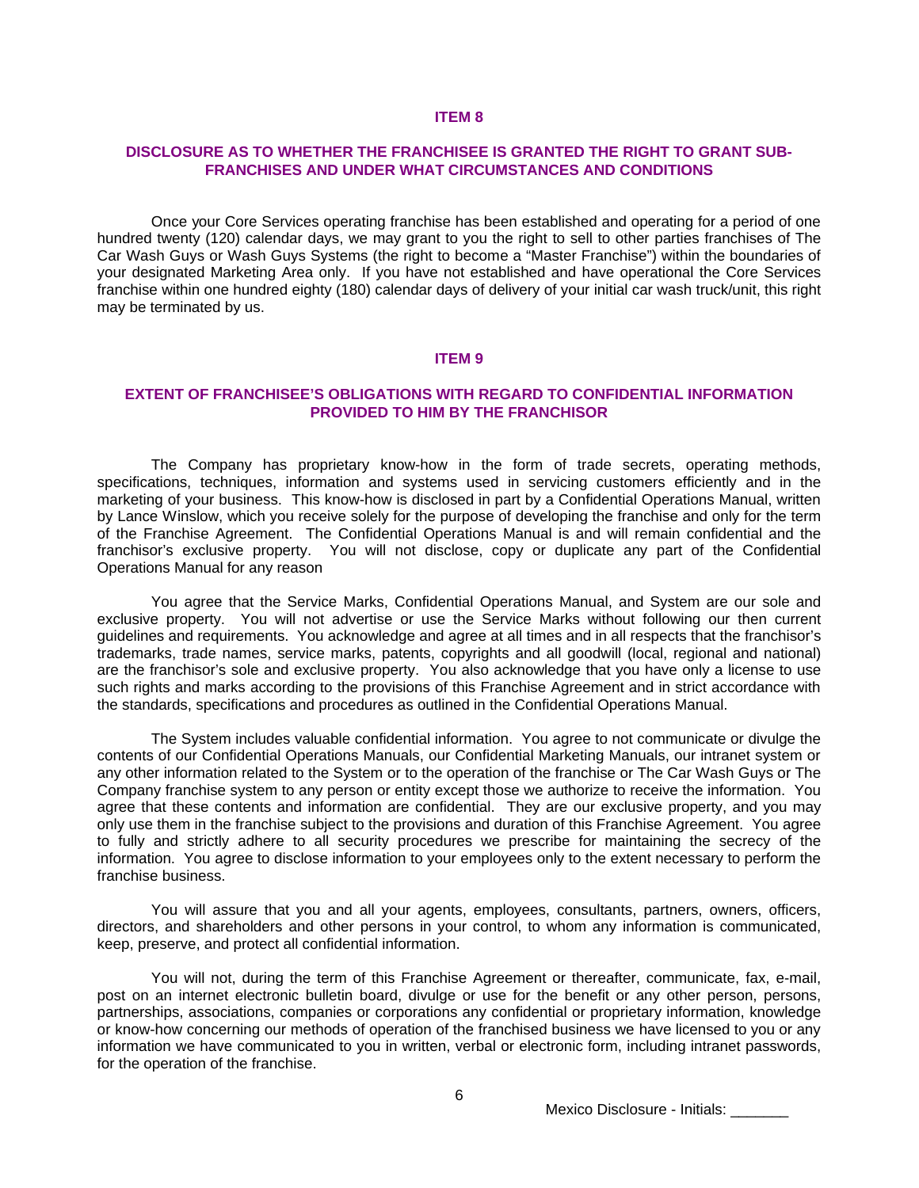## ITEM 8

## DISCLOSURE AS TO WHETHER THE FRANCHISEE IS GRANTED THE RIGHT TO GRANT SUB-FRANCHISES AND UNDER WHAT CIRCUMSTANCES AND CONDITIONS

Once your Core Services operating franchise has been established and operating for a period of one hundred twenty (120) calendar days, we may grant to you the right to sell to other parties franchises of The Car Wash Guys or Wash Guys Systems (the right to become a "Master Franchise") within the boundaries of your designated Marketing Area only. If you have not established and have operational the Core Services franchise within one hundred eighty (180) calendar days of delivery of your initial car wash truck/unit, this right may be terminated by us.

## ITEM 9

## EXTENT OF FRANCHISEE'S OBLIGATIONS WITH REGARD TO CONFIDENTIAL INFORMATION PROVIDED TO HIM BY THE FRANCHISOR

The Company has proprietary know-how in the form of trade secrets, operating methods, specifications, techniques, information and systems used in servicing customers efficiently and in the marketing of your business. This know-how is disclosed in part by a Confidential Operations Manual, written by Lance Winslow, which you receive solely for the purpose of developing the franchise and only for the term of the Franchise Agreement. The Confidential Operations Manual is and will remain confidential and the franchisor's exclusive property. You will not disclose, copy or duplicate any part of the Confidential Operations Manual for any reason

You agree that the Service Marks, Confidential Operations Manual, and System are our sole and exclusive property. You will not advertise or use the Service Marks without following our then current guidelines and requirements. You acknowledge and agree at all times and in all respects that the franchisor's trademarks, trade names, service marks, patents, copyrights and all goodwill (local, regional and national) are the franchisor's sole and exclusive property. You also acknowledge that you have only a license to use such rights and marks according to the provisions of this Franchise Agreement and in strict accordance with the standards, specifications and procedures as outlined in the Confidential Operations Manual.

The System includes valuable confidential information. You agree to not communicate or divulge the contents of our Confidential Operations Manuals, our Confidential Marketing Manuals, our intranet system or any other information related to the System or to the operation of the franchise or The Car Wash Guys or The Company franchise system to any person or entity except those we authorize to receive the information. You agree that these contents and information are confidential. They are our exclusive property, and you may only use them in the franchise subject to the provisions and duration of this Franchise Agreement. You agree to fully and strictly adhere to all security procedures we prescribe for maintaining the secrecy of the information. You agree to disclose information to your employees only to the extent necessary to perform the franchise business.

You will assure that you and all your agents, employees, consultants, partners, owners, officers, directors, and shareholders and other persons in your control, to whom any information is communicated, keep, preserve, and protect all confidential information.

You will not, during the term of this Franchise Agreement or thereafter, communicate, fax, e-mail, post on an internet electronic bulletin board, divulge or use for the benefit or any other person, persons, partnerships, associations, companies or corporations any confidential or proprietary information, knowledge or know-how concerning our methods of operation of the franchised business we have licensed to you or any information we have communicated to you in written, verbal or electronic form, including intranet passwords, for the operation of the franchise.

Mexico Disclosure - Initials: _______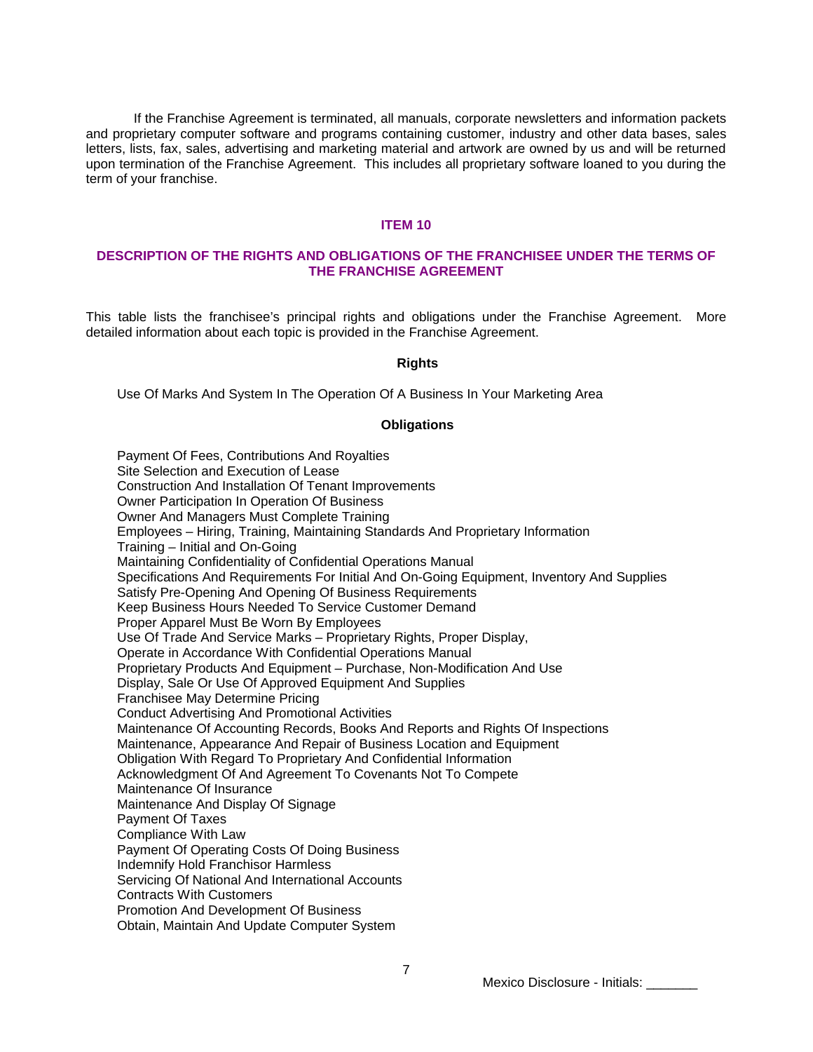If the Franchise Agreement is terminated, all manuals, corporate newsletters and information packets and proprietary computer software and programs containing customer, industry and other data bases, sales letters, lists, fax, sales, advertising and marketing material and artwork are owned by us and will be returned upon termination of the Franchise Agreement. This includes all proprietary software loaned to you during the term of your franchise.

## ITEM 10

## DESCRIPTION OF THE RIGHTS AND OBLIGATIONS OF THE FRANCHISEE UNDER THE TERMS OF THE FRANCHISE AGREEMENT

This table lists the franchisee's principal rights and obligations under the Franchise Agreement. More detailed information about each topic is provided in the Franchise Agreement.

**Rights**

Use Of Marks And System In The Operation Of A Business In Your Marketing Area

**Obligations**

Payment Of Fees, Contributions And Royalties
Site Selection and Execution of Lease
Construction And Installation Of Tenant Improvements
Owner Participation In Operation Of Business
Owner And Managers Must Complete Training
Employees – Hiring, Training, Maintaining Standards And Proprietary Information
Training – Initial and On-Going
Maintaining Confidentiality of Confidential Operations Manual
Specifications And Requirements For Initial And On-Going Equipment, Inventory And Supplies
Satisfy Pre-Opening And Opening Of Business Requirements
Keep Business Hours Needed To Service Customer Demand
Proper Apparel Must Be Worn By Employees
Use Of Trade And Service Marks – Proprietary Rights, Proper Display,
Operate in Accordance With Confidential Operations Manual
Proprietary Products And Equipment – Purchase, Non-Modification And Use
Display, Sale Or Use Of Approved Equipment And Supplies
Franchisee May Determine Pricing
Conduct Advertising And Promotional Activities
Maintenance Of Accounting Records, Books And Reports and Rights Of Inspections
Maintenance, Appearance And Repair of Business Location and Equipment
Obligation With Regard To Proprietary And Confidential Information
Acknowledgment Of And Agreement To Covenants Not To Compete
Maintenance Of Insurance
Maintenance And Display Of Signage
Payment Of Taxes
Compliance With Law
Payment Of Operating Costs Of Doing Business
Indemnify Hold Franchisor Harmless
Servicing Of National And International Accounts
Contracts With Customers
Promotion And Development Of Business
Obtain, Maintain And Update Computer System

Mexico Disclosure - Initials: _______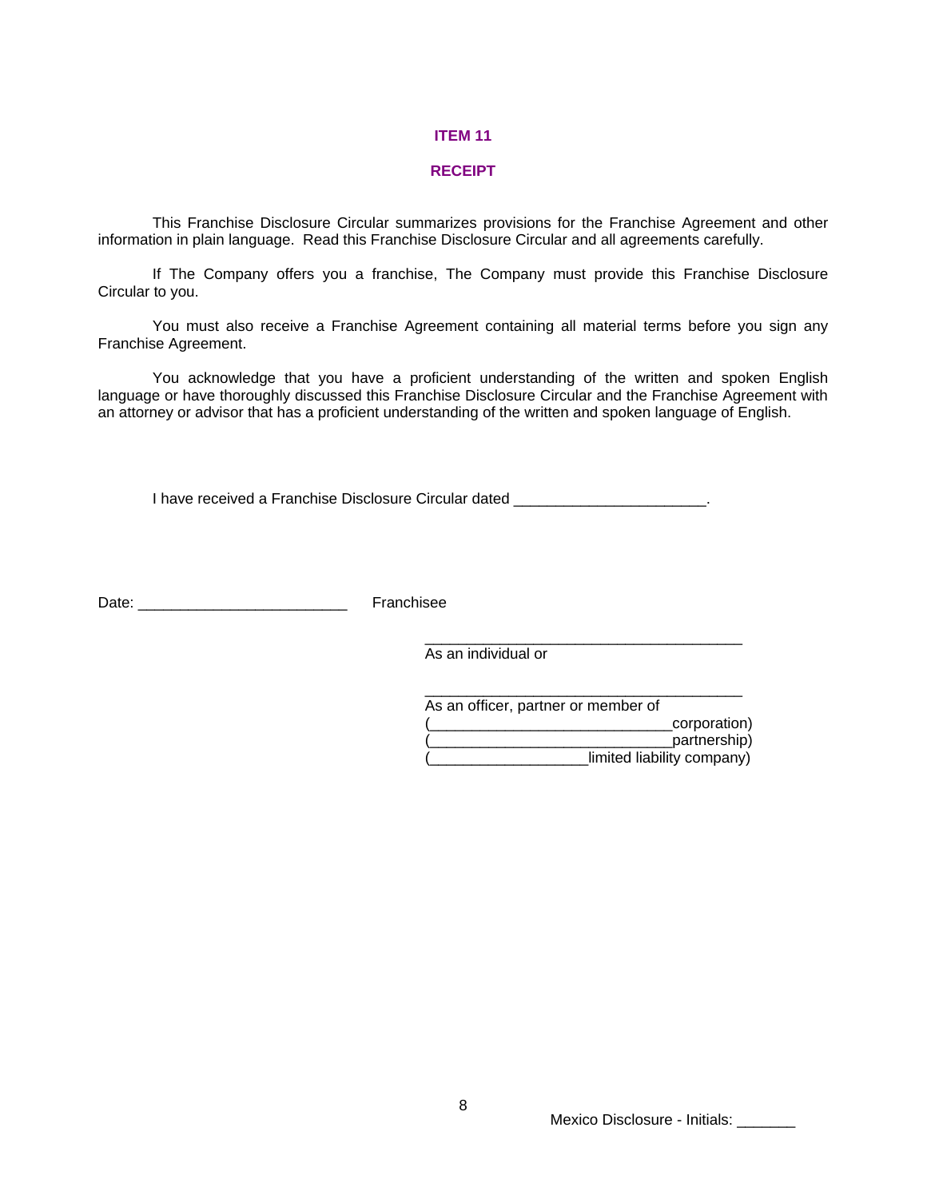## ITEM 11

## RECEIPT

This Franchise Disclosure Circular summarizes provisions for the Franchise Agreement and other information in plain language. Read this Franchise Disclosure Circular and all agreements carefully.

If The Company offers you a franchise, The Company must provide this Franchise Disclosure Circular to you.

You must also receive a Franchise Agreement containing all material terms before you sign any Franchise Agreement.

You acknowledge that you have a proficient understanding of the written and spoken English language or have thoroughly discussed this Franchise Disclosure Circular and the Franchise Agreement with an attorney or advisor that has a proficient understanding of the written and spoken language of English.

I have received a Franchise Disclosure Circular dated _______________________.

Date: _________________________ Franchisee

_______________________________________
As an individual or

_______________________________________
As an officer, partner or member of
(_____________________________corporation)
(_____________________________partnership)
(___________________limited liability company)

Mexico Disclosure - Initials: _______